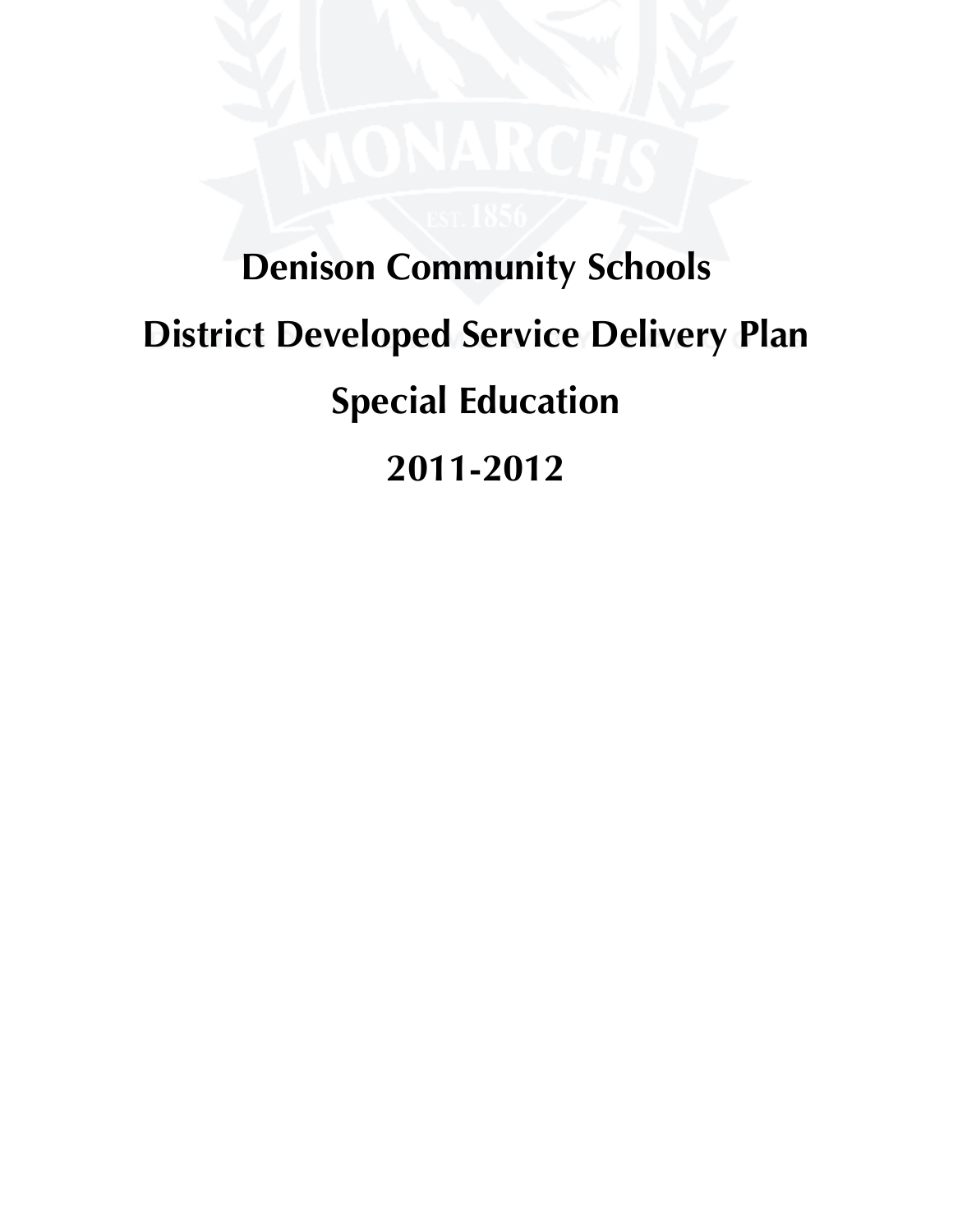# Denison Community Schools

# District Developed Service Delivery Plan

# Special Education

# 2011-2012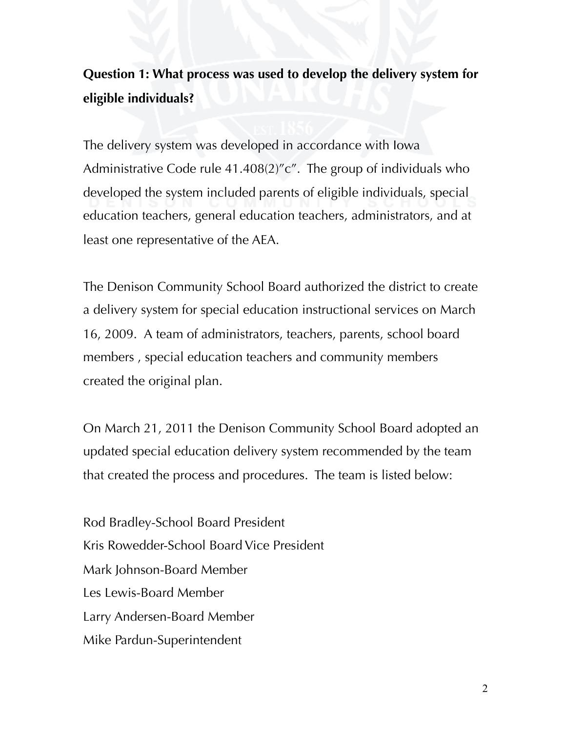**Question 1: What process was used to develop the delivery system for eligible individuals?**

The delivery system was developed in accordance with Iowa Administrative Code rule 41.408(2)"c". The group of individuals who developed the system included parents of eligible individuals, special education teachers, general education teachers, administrators, and at least one representative of the AEA.

The Denison Community School Board authorized the district to create a delivery system for special education instructional services on March 16, 2009. A team of administrators, teachers, parents, school board members , special education teachers and community members created the original plan.

On March 21, 2011 the Denison Community School Board adopted an updated special education delivery system recommended by the team that created the process and procedures. The team is listed below:

Rod Bradley-School Board President
Kris Rowedder-School Board Vice President
Mark Johnson-Board Member
Les Lewis-Board Member
Larry Andersen-Board Member
Mike Pardun-Superintendent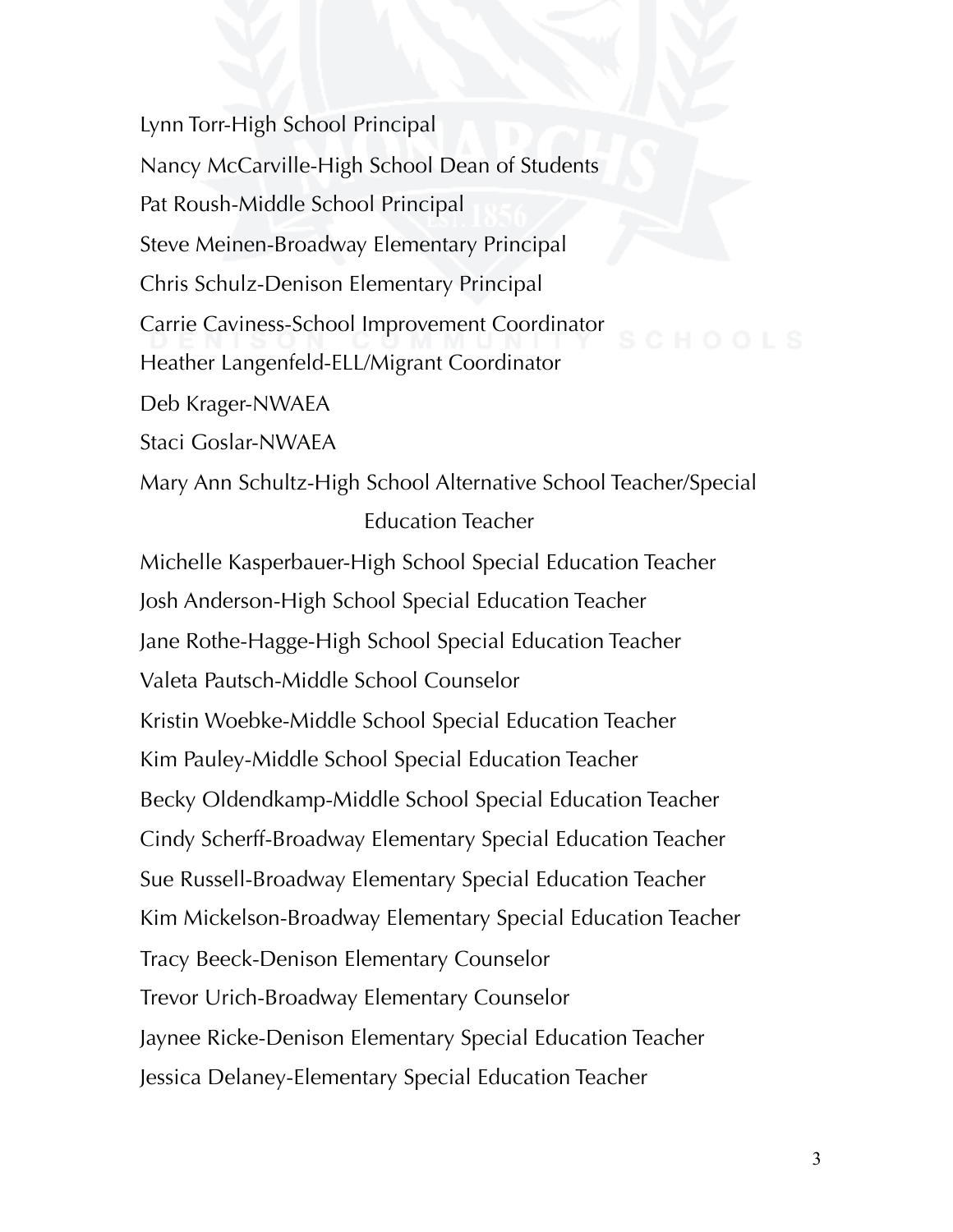Lynn Torr-High School Principal

Nancy McCarville-High School Dean of Students

Pat Roush-Middle School Principal

Steve Meinen-Broadway Elementary Principal

Chris Schulz-Denison Elementary Principal

Carrie Caviness-School Improvement Coordinator

Heather Langenfeld-ELL/Migrant Coordinator

Deb Krager-NWAEA

Staci Goslar-NWAEA

Mary Ann Schultz-High School Alternative School Teacher/Special Education Teacher

Michelle Kasperbauer-High School Special Education Teacher

Josh Anderson-High School Special Education Teacher

Jane Rothe-Hagge-High School Special Education Teacher

Valeta Pautsch-Middle School Counselor

Kristin Woebke-Middle School Special Education Teacher

Kim Pauley-Middle School Special Education Teacher

Becky Oldendkamp-Middle School Special Education Teacher

Cindy Scherff-Broadway Elementary Special Education Teacher

Sue Russell-Broadway Elementary Special Education Teacher

Kim Mickelson-Broadway Elementary Special Education Teacher

Tracy Beeck-Denison Elementary Counselor

Trevor Urich-Broadway Elementary Counselor

Jaynee Ricke-Denison Elementary Special Education Teacher

Jessica Delaney-Elementary Special Education Teacher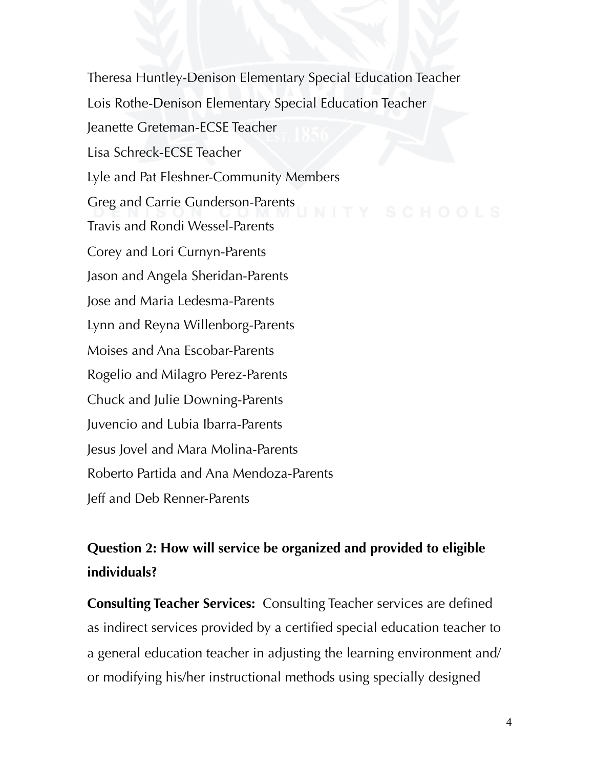Theresa Huntley-Denison Elementary Special Education Teacher

Lois Rothe-Denison Elementary Special Education Teacher

Jeanette Greteman-ECSE Teacher

Lisa Schreck-ECSE Teacher

Lyle and Pat Fleshner-Community Members

Greg and Carrie Gunderson-Parents

Travis and Rondi Wessel-Parents

Corey and Lori Curnyn-Parents

Jason and Angela Sheridan-Parents

Jose and Maria Ledesma-Parents

Lynn and Reyna Willenborg-Parents

Moises and Ana Escobar-Parents

Rogelio and Milagro Perez-Parents

Chuck and Julie Downing-Parents

Juvencio and Lubia Ibarra-Parents

Jesus Jovel and Mara Molina-Parents

Roberto Partida and Ana Mendoza-Parents

Jeff and Deb Renner-Parents

**Question 2: How will service be organized and provided to eligible individuals?**

**Consulting Teacher Services:** Consulting Teacher services are defined as indirect services provided by a certified special education teacher to a general education teacher in adjusting the learning environment and/or modifying his/her instructional methods using specially designed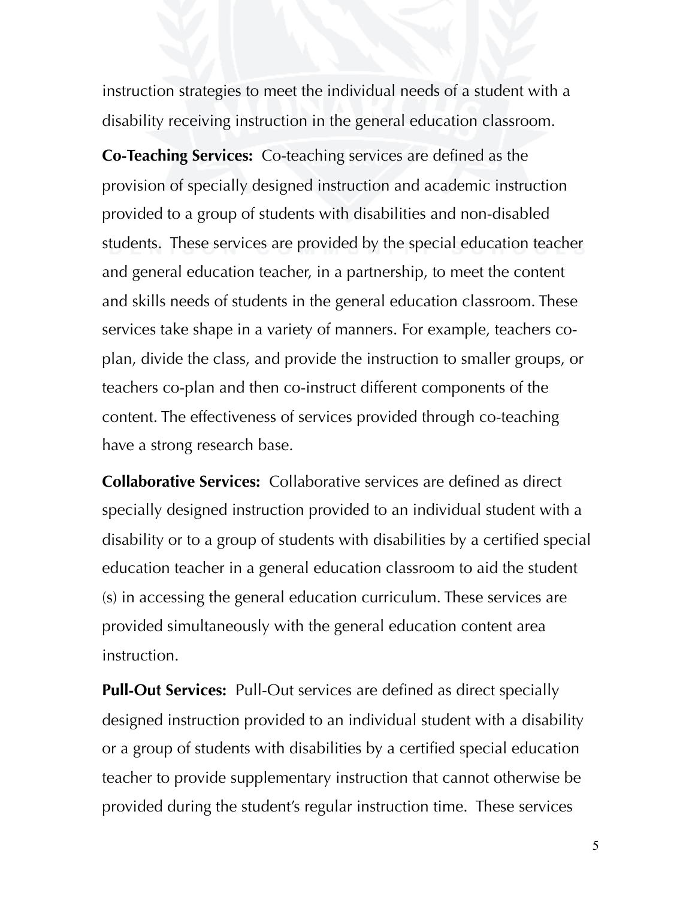instruction strategies to meet the individual needs of a student with a disability receiving instruction in the general education classroom.

**Co-Teaching Services:** Co-teaching services are defined as the provision of specially designed instruction and academic instruction provided to a group of students with disabilities and non-disabled students. These services are provided by the special education teacher and general education teacher, in a partnership, to meet the content and skills needs of students in the general education classroom. These services take shape in a variety of manners. For example, teachers co-plan, divide the class, and provide the instruction to smaller groups, or teachers co-plan and then co-instruct different components of the content. The effectiveness of services provided through co-teaching have a strong research base.

**Collaborative Services:** Collaborative services are defined as direct specially designed instruction provided to an individual student with a disability or to a group of students with disabilities by a certified special education teacher in a general education classroom to aid the student (s) in accessing the general education curriculum. These services are provided simultaneously with the general education content area instruction.

**Pull-Out Services:** Pull-Out services are defined as direct specially designed instruction provided to an individual student with a disability or a group of students with disabilities by a certified special education teacher to provide supplementary instruction that cannot otherwise be provided during the student's regular instruction time. These services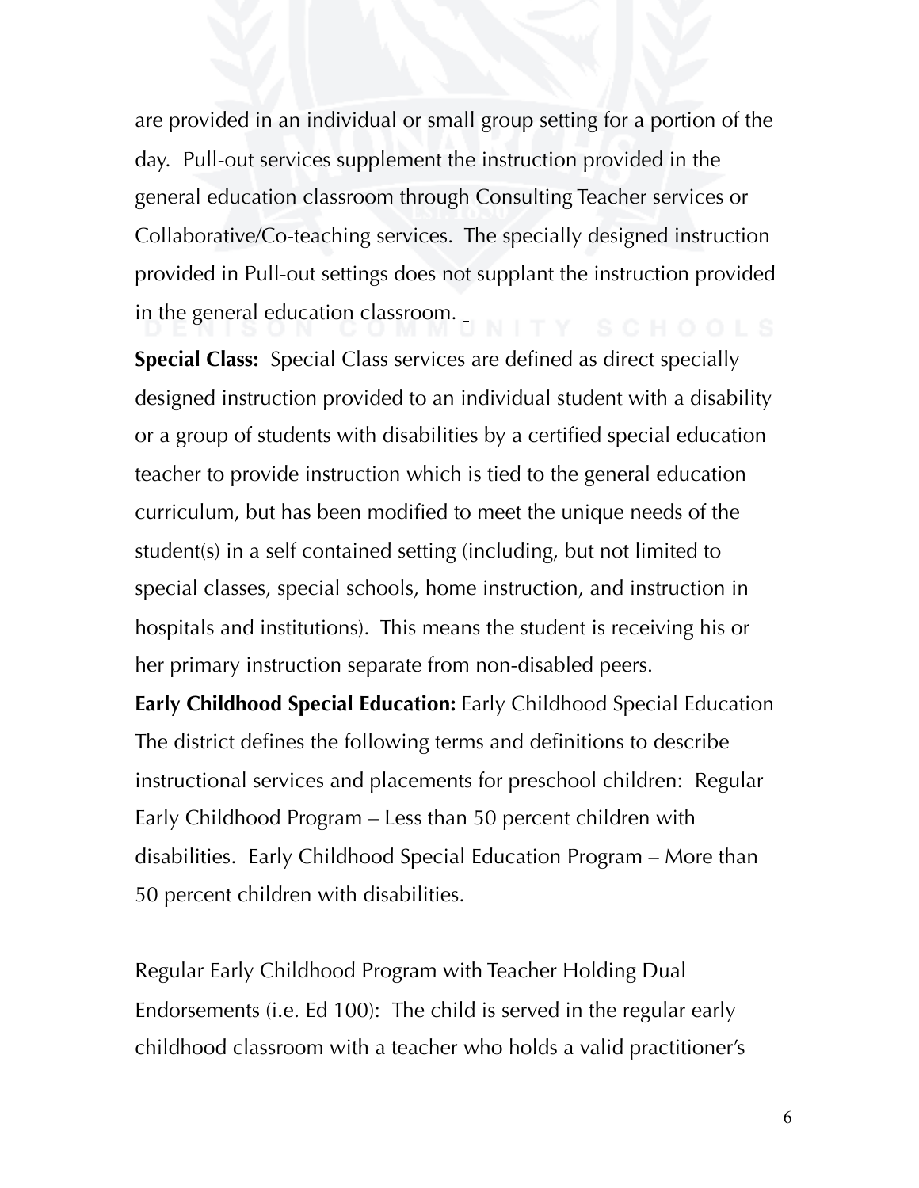are provided in an individual or small group setting for a portion of the day. Pull-out services supplement the instruction provided in the general education classroom through Consulting Teacher services or Collaborative/Co-teaching services. The specially designed instruction provided in Pull-out settings does not supplant the instruction provided in the general education classroom.

**Special Class:** Special Class services are defined as direct specially designed instruction provided to an individual student with a disability or a group of students with disabilities by a certified special education teacher to provide instruction which is tied to the general education curriculum, but has been modified to meet the unique needs of the student(s) in a self contained setting (including, but not limited to special classes, special schools, home instruction, and instruction in hospitals and institutions). This means the student is receiving his or her primary instruction separate from non-disabled peers.

**Early Childhood Special Education:** Early Childhood Special Education The district defines the following terms and definitions to describe instructional services and placements for preschool children: Regular Early Childhood Program – Less than 50 percent children with disabilities. Early Childhood Special Education Program – More than 50 percent children with disabilities.

Regular Early Childhood Program with Teacher Holding Dual Endorsements (i.e. Ed 100): The child is served in the regular early childhood classroom with a teacher who holds a valid practitioner's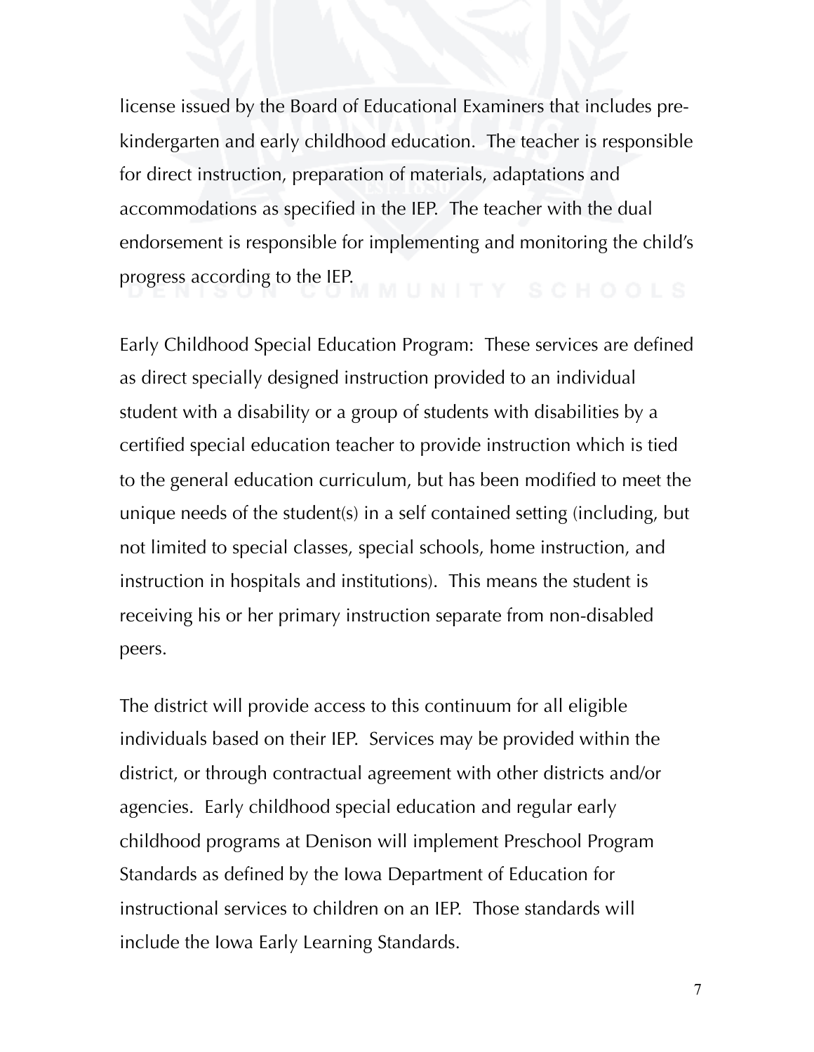license issued by the Board of Educational Examiners that includes pre-kindergarten and early childhood education. The teacher is responsible for direct instruction, preparation of materials, adaptations and accommodations as specified in the IEP. The teacher with the dual endorsement is responsible for implementing and monitoring the child's progress according to the IEP.

Early Childhood Special Education Program: These services are defined as direct specially designed instruction provided to an individual student with a disability or a group of students with disabilities by a certified special education teacher to provide instruction which is tied to the general education curriculum, but has been modified to meet the unique needs of the student(s) in a self contained setting (including, but not limited to special classes, special schools, home instruction, and instruction in hospitals and institutions). This means the student is receiving his or her primary instruction separate from non-disabled peers.

The district will provide access to this continuum for all eligible individuals based on their IEP. Services may be provided within the district, or through contractual agreement with other districts and/or agencies. Early childhood special education and regular early childhood programs at Denison will implement Preschool Program Standards as defined by the Iowa Department of Education for instructional services to children on an IEP. Those standards will include the Iowa Early Learning Standards.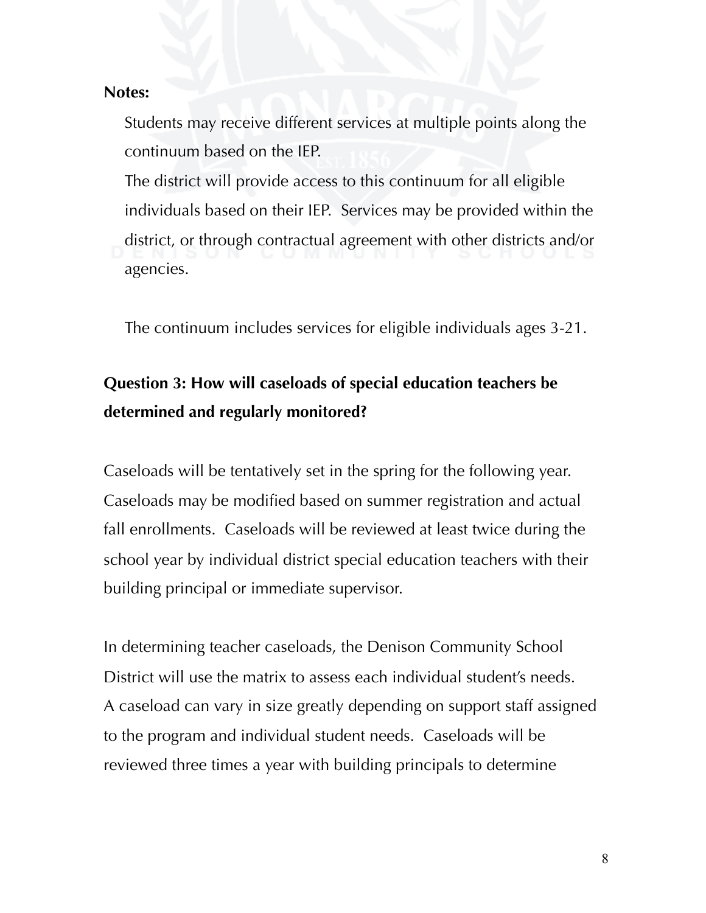**Notes:**

Students may receive different services at multiple points along the continuum based on the IEP.

The district will provide access to this continuum for all eligible individuals based on their IEP. Services may be provided within the district, or through contractual agreement with other districts and/or agencies.

The continuum includes services for eligible individuals ages 3-21.

**Question 3: How will caseloads of special education teachers be determined and regularly monitored?**

Caseloads will be tentatively set in the spring for the following year. Caseloads may be modified based on summer registration and actual fall enrollments. Caseloads will be reviewed at least twice during the school year by individual district special education teachers with their building principal or immediate supervisor.

In determining teacher caseloads, the Denison Community School District will use the matrix to assess each individual student's needs. A caseload can vary in size greatly depending on support staff assigned to the program and individual student needs. Caseloads will be reviewed three times a year with building principals to determine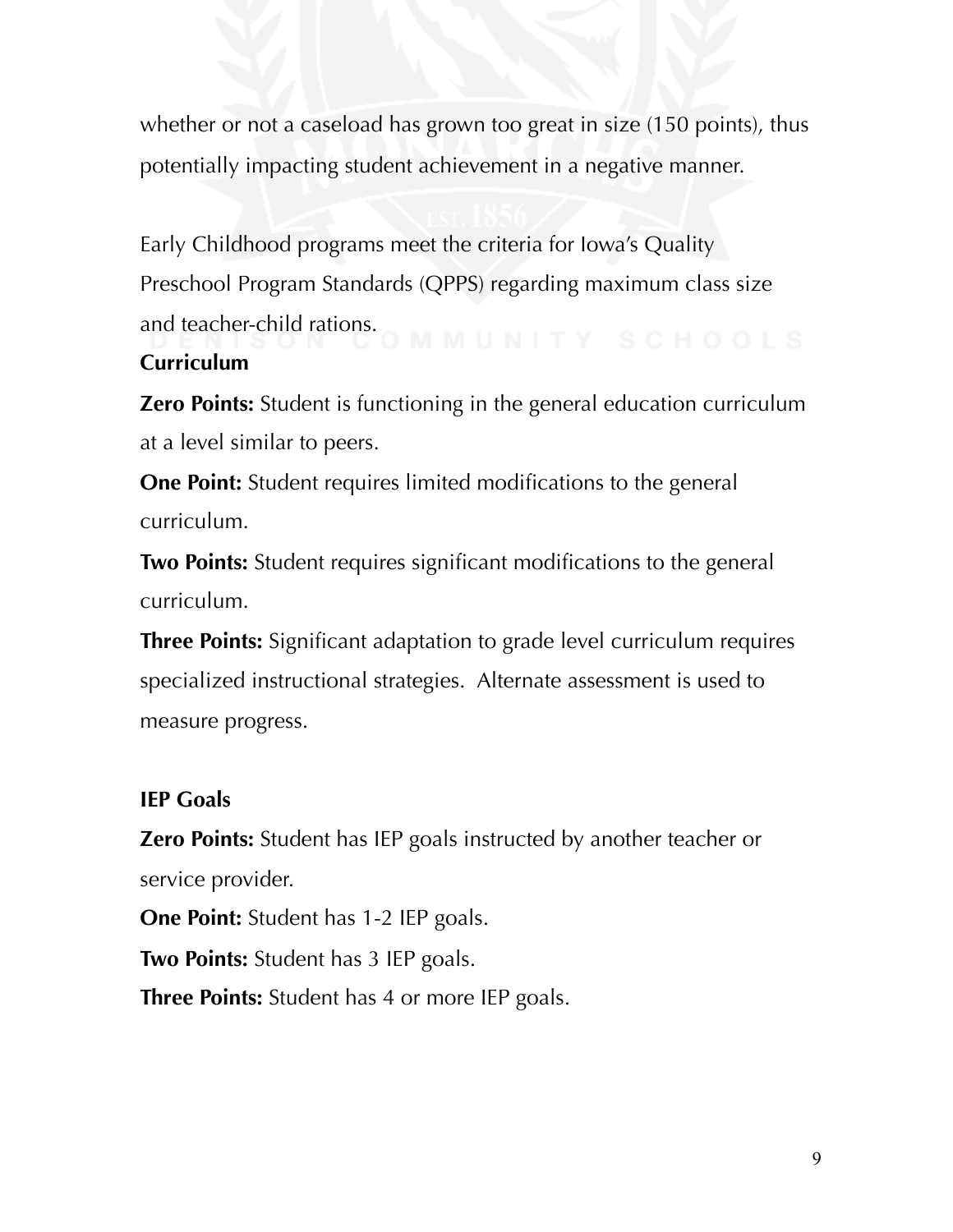whether or not a caseload has grown too great in size (150 points), thus potentially impacting student achievement in a negative manner.

Early Childhood programs meet the criteria for Iowa's Quality Preschool Program Standards (QPPS) regarding maximum class size and teacher-child rations.

**Curriculum**

**Zero Points:** Student is functioning in the general education curriculum at a level similar to peers.

**One Point:** Student requires limited modifications to the general curriculum.

**Two Points:** Student requires significant modifications to the general curriculum.

**Three Points:** Significant adaptation to grade level curriculum requires specialized instructional strategies. Alternate assessment is used to measure progress.

**IEP Goals**

**Zero Points:** Student has IEP goals instructed by another teacher or service provider.

**One Point:** Student has 1-2 IEP goals.

**Two Points:** Student has 3 IEP goals.

**Three Points:** Student has 4 or more IEP goals.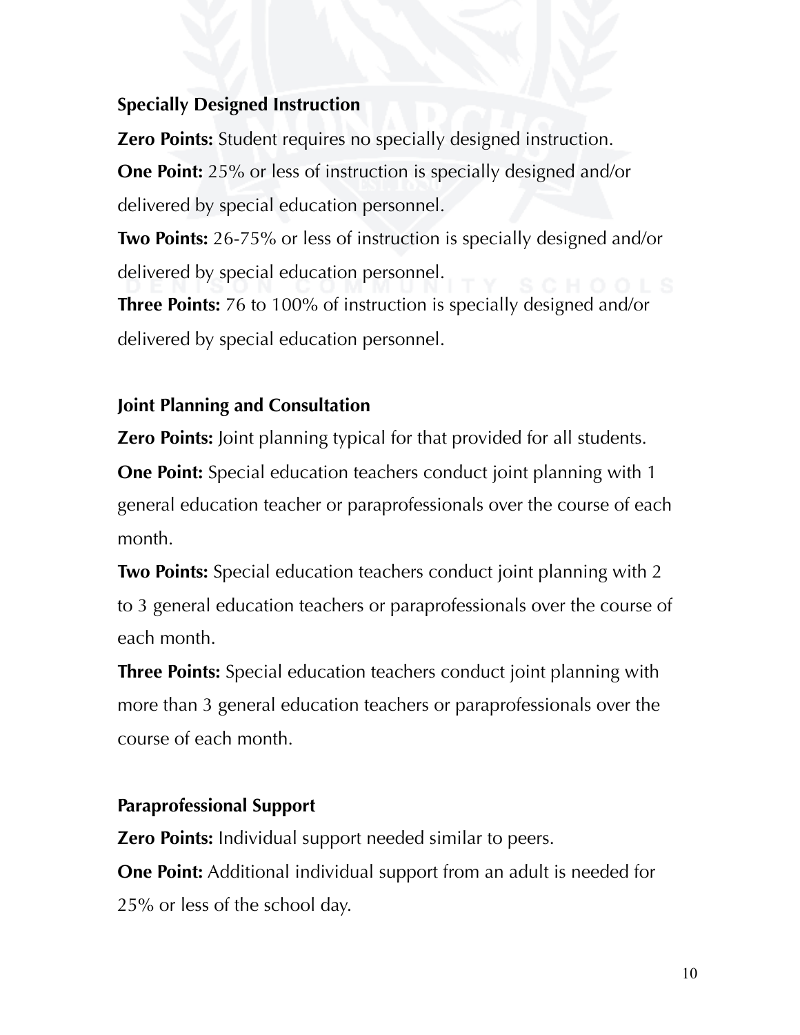**Specially Designed Instruction**

**Zero Points:** Student requires no specially designed instruction.

**One Point:** 25% or less of instruction is specially designed and/or delivered by special education personnel.

**Two Points:** 26-75% or less of instruction is specially designed and/or delivered by special education personnel.

**Three Points:** 76 to 100% of instruction is specially designed and/or delivered by special education personnel.

**Joint Planning and Consultation**

**Zero Points:** Joint planning typical for that provided for all students.

**One Point:** Special education teachers conduct joint planning with 1 general education teacher or paraprofessionals over the course of each month.

**Two Points:** Special education teachers conduct joint planning with 2 to 3 general education teachers or paraprofessionals over the course of each month.

**Three Points:** Special education teachers conduct joint planning with more than 3 general education teachers or paraprofessionals over the course of each month.

**Paraprofessional Support**

**Zero Points:** Individual support needed similar to peers.

**One Point:** Additional individual support from an adult is needed for 25% or less of the school day.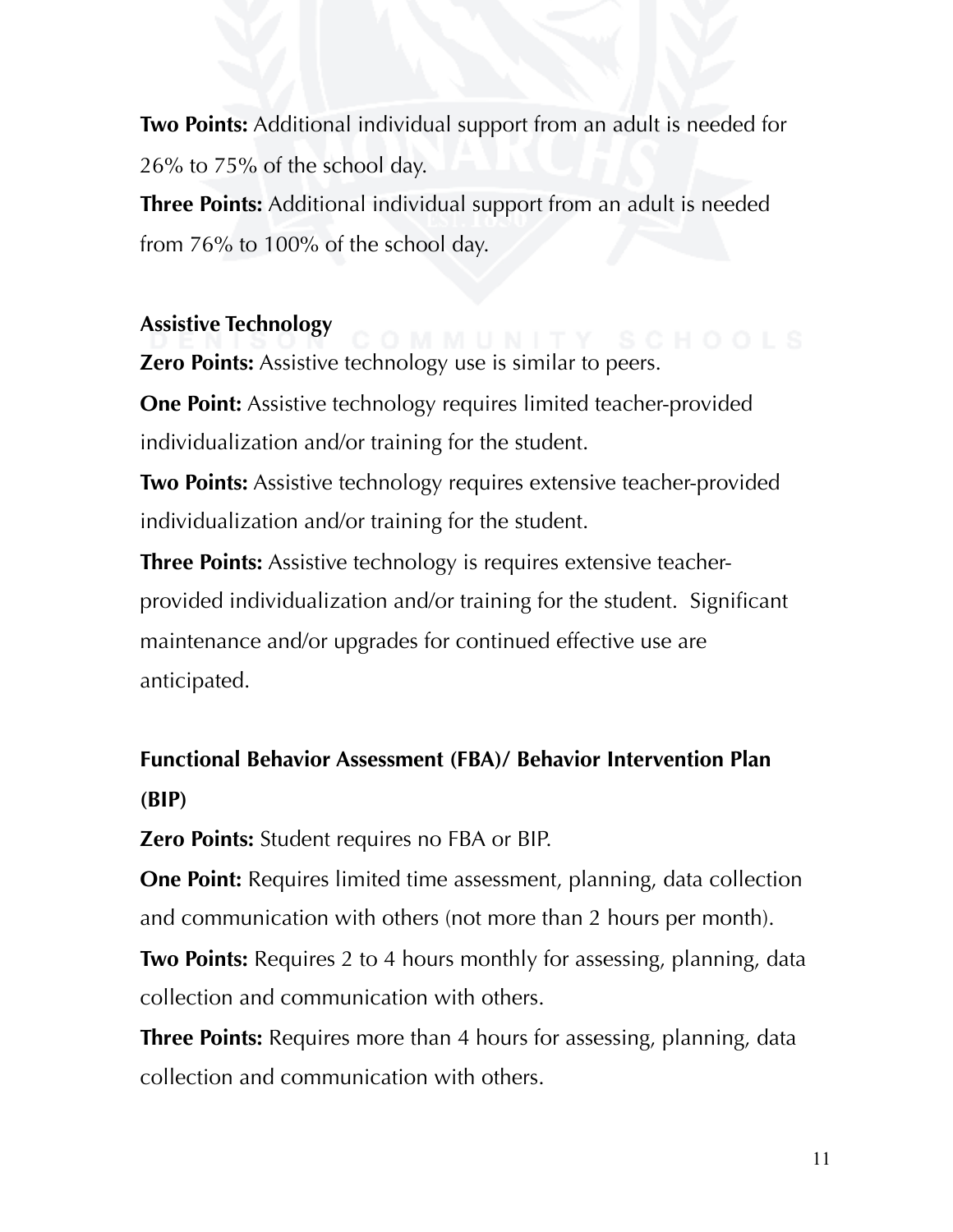**Two Points:** Additional individual support from an adult is needed for 26% to 75% of the school day.

**Three Points:** Additional individual support from an adult is needed from 76% to 100% of the school day.

**Assistive Technology**

**Zero Points:** Assistive technology use is similar to peers.

**One Point:** Assistive technology requires limited teacher-provided individualization and/or training for the student.

**Two Points:** Assistive technology requires extensive teacher-provided individualization and/or training for the student.

**Three Points:** Assistive technology is requires extensive teacher-provided individualization and/or training for the student. Significant maintenance and/or upgrades for continued effective use are anticipated.

**Functional Behavior Assessment (FBA)/ Behavior Intervention Plan (BIP)**

**Zero Points:** Student requires no FBA or BIP.

**One Point:** Requires limited time assessment, planning, data collection and communication with others (not more than 2 hours per month).

**Two Points:** Requires 2 to 4 hours monthly for assessing, planning, data collection and communication with others.

**Three Points:** Requires more than 4 hours for assessing, planning, data collection and communication with others.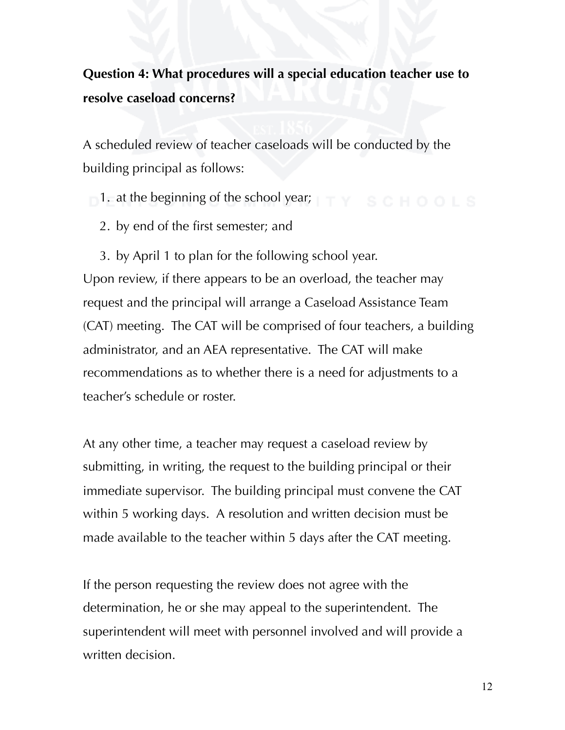**Question 4: What procedures will a special education teacher use to resolve caseload concerns?**

A scheduled review of teacher caseloads will be conducted by the building principal as follows:

1. at the beginning of the school year;
2. by end of the first semester; and
3. by April 1 to plan for the following school year.

Upon review, if there appears to be an overload, the teacher may request and the principal will arrange a Caseload Assistance Team (CAT) meeting. The CAT will be comprised of four teachers, a building administrator, and an AEA representative. The CAT will make recommendations as to whether there is a need for adjustments to a teacher's schedule or roster.

At any other time, a teacher may request a caseload review by submitting, in writing, the request to the building principal or their immediate supervisor. The building principal must convene the CAT within 5 working days. A resolution and written decision must be made available to the teacher within 5 days after the CAT meeting.

If the person requesting the review does not agree with the determination, he or she may appeal to the superintendent. The superintendent will meet with personnel involved and will provide a written decision.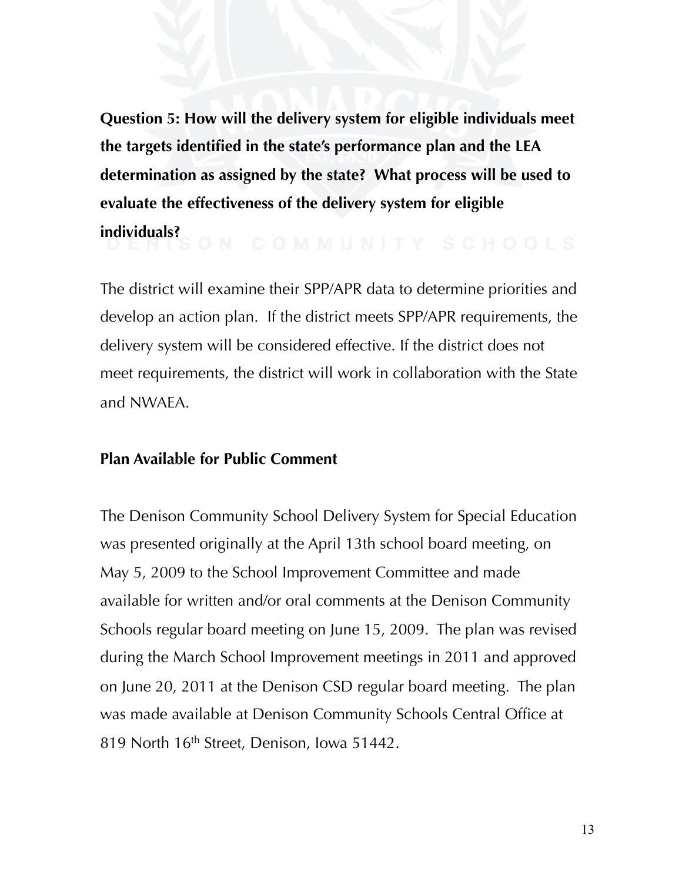**Question 5: How will the delivery system for eligible individuals meet the targets identified in the state's performance plan and the LEA determination as assigned by the state? What process will be used to evaluate the effectiveness of the delivery system for eligible individuals?**

The district will examine their SPP/APR data to determine priorities and develop an action plan. If the district meets SPP/APR requirements, the delivery system will be considered effective. If the district does not meet requirements, the district will work in collaboration with the State and NWAEA.

**Plan Available for Public Comment**

The Denison Community School Delivery System for Special Education was presented originally at the April 13th school board meeting, on May 5, 2009 to the School Improvement Committee and made available for written and/or oral comments at the Denison Community Schools regular board meeting on June 15, 2009. The plan was revised during the March School Improvement meetings in 2011 and approved on June 20, 2011 at the Denison CSD regular board meeting. The plan was made available at Denison Community Schools Central Office at 819 North 16th Street, Denison, Iowa 51442.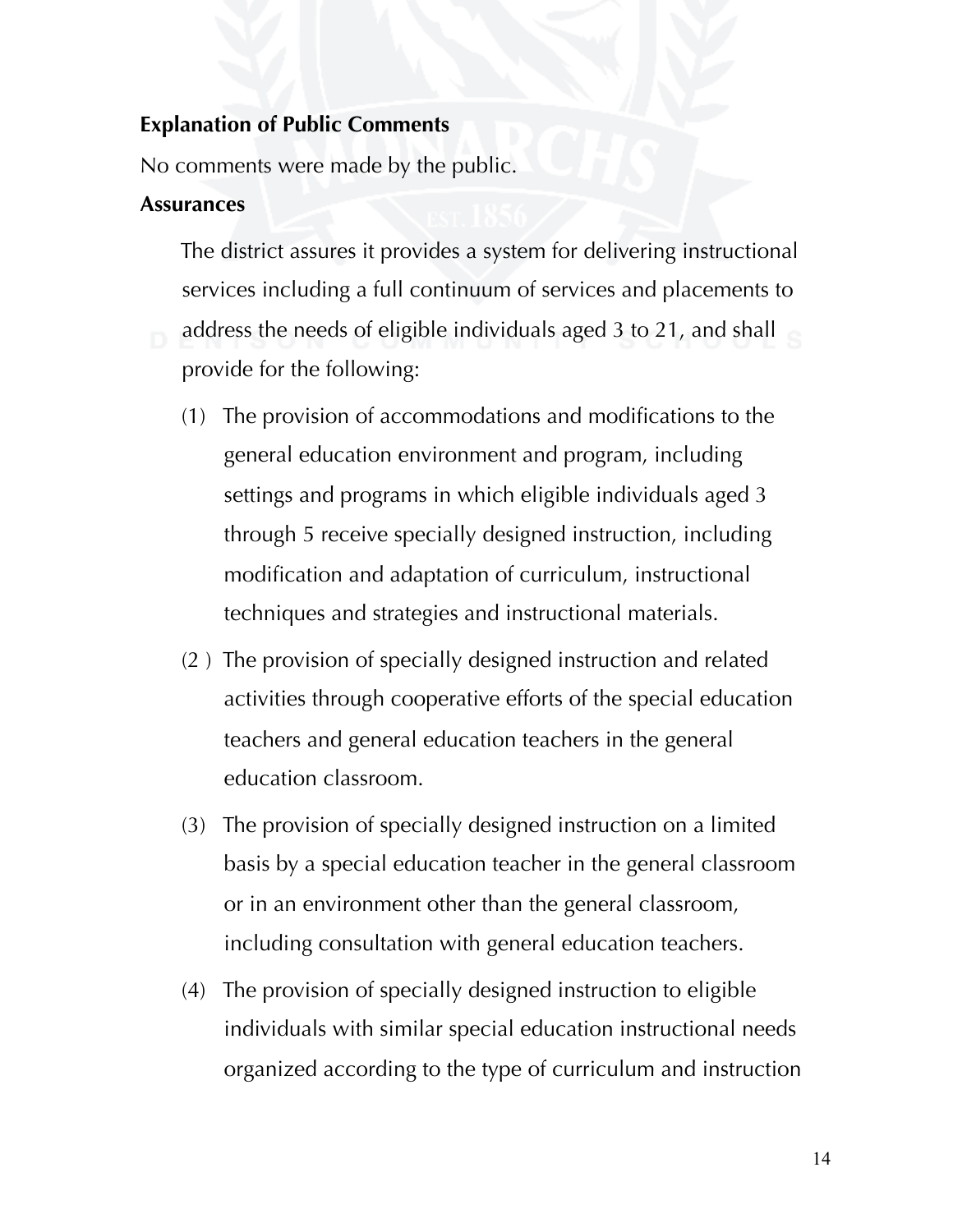**Explanation of Public Comments**

No comments were made by the public.

**Assurances**

The district assures it provides a system for delivering instructional services including a full continuum of services and placements to address the needs of eligible individuals aged 3 to 21, and shall provide for the following:

(1) The provision of accommodations and modifications to the general education environment and program, including settings and programs in which eligible individuals aged 3 through 5 receive specially designed instruction, including modification and adaptation of curriculum, instructional techniques and strategies and instructional materials.

(2 ) The provision of specially designed instruction and related activities through cooperative efforts of the special education teachers and general education teachers in the general education classroom.

(3) The provision of specially designed instruction on a limited basis by a special education teacher in the general classroom or in an environment other than the general classroom, including consultation with general education teachers.

(4) The provision of specially designed instruction to eligible individuals with similar special education instructional needs organized according to the type of curriculum and instruction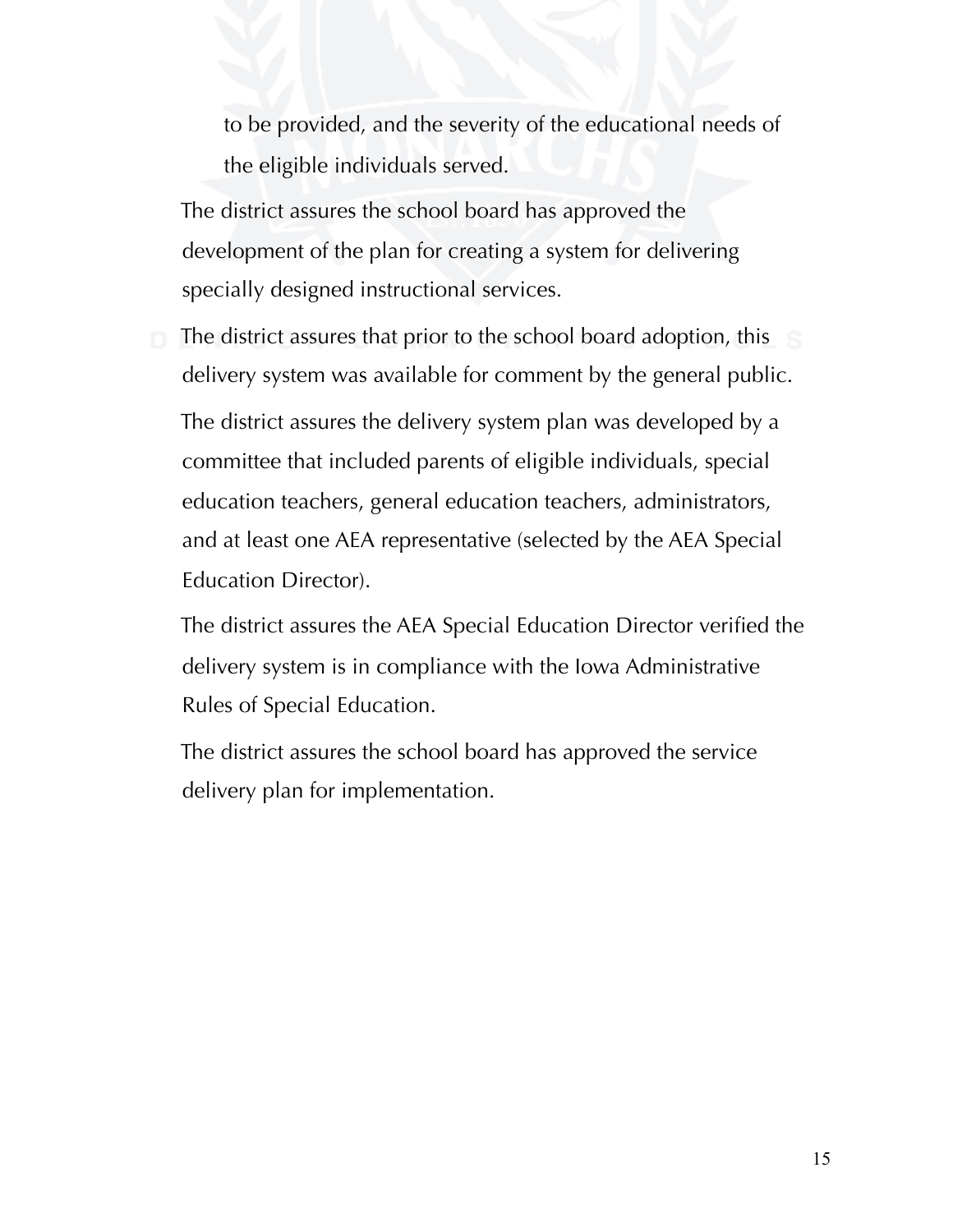to be provided, and the severity of the educational needs of the eligible individuals served.

The district assures the school board has approved the development of the plan for creating a system for delivering specially designed instructional services.

The district assures that prior to the school board adoption, this delivery system was available for comment by the general public.

The district assures the delivery system plan was developed by a committee that included parents of eligible individuals, special education teachers, general education teachers, administrators, and at least one AEA representative (selected by the AEA Special Education Director).

The district assures the AEA Special Education Director verified the delivery system is in compliance with the Iowa Administrative Rules of Special Education.

The district assures the school board has approved the service delivery plan for implementation.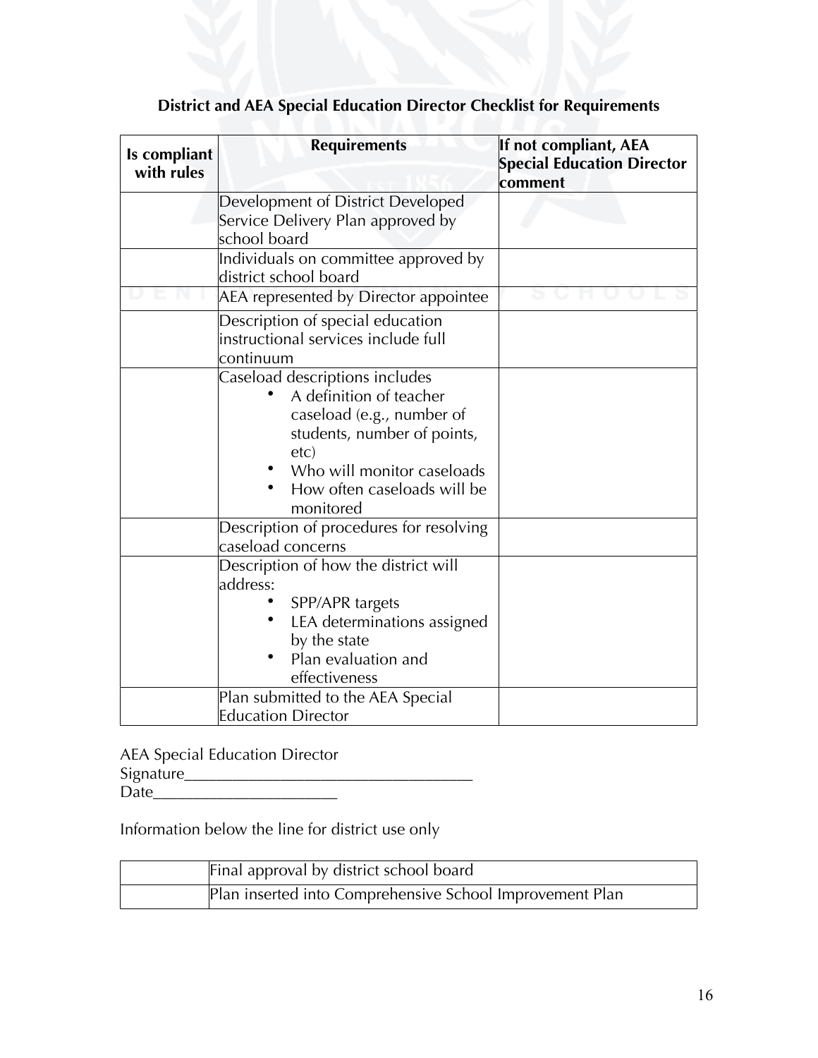**District and AEA Special Education Director Checklist for Requirements**

| Is compliant with rules | Requirements | If not compliant, AEA Special Education Director comment |
|---|---|---|
| | Development of District Developed Service Delivery Plan approved by school board | |
| | Individuals on committee approved by district school board | |
| | AEA represented by Director appointee | |
| | Description of special education instructional services include full continuum | |
| | Caseload descriptions includes<br>• A definition of teacher caseload (e.g., number of students, number of points, etc)<br>• Who will monitor caseloads<br>• How often caseloads will be monitored | |
| | Description of procedures for resolving caseload concerns | |
| | Description of how the district will address:<br>• SPP/APR targets<br>• LEA determinations assigned by the state<br>• Plan evaluation and effectiveness | |
| | Plan submitted to the AEA Special Education Director | |

AEA Special Education Director
Signature___________________________________
Date______________________

Information below the line for district use only

| | |
|---|---|
| | Final approval by district school board |
| | Plan inserted into Comprehensive School Improvement Plan |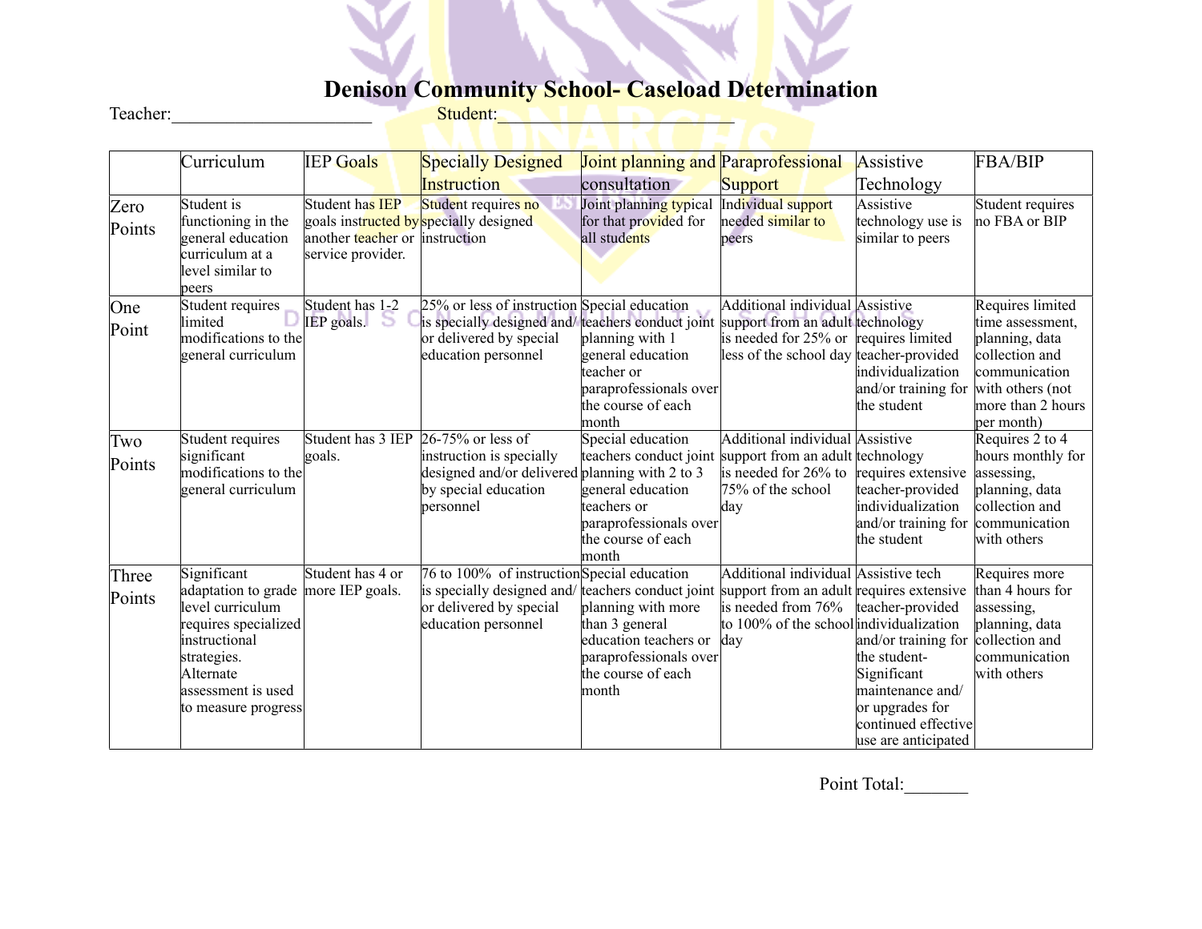# Denison Community School- Caseload Determination

Teacher:______________________ Student:__________________________

| | Curriculum | IEP Goals | Specially Designed Instruction | Joint planning and consultation | Paraprofessional Support | Assistive Technology | FBA/BIP |
|---|---|---|---|---|---|---|---|
| Zero Points | Student is functioning in the general education curriculum at a level similar to peers | Student has IEP goals instructed by another teacher or service provider. | Student requires no specially designed instruction | Joint planning typical for that provided for all students | Individual support needed similar to peers | Assistive technology use is similar to peers | Student requires no FBA or BIP |
| One Point | Student requires limited modifications to the general curriculum | Student has 1-2 IEP goals. | 25% or less of instruction is specially designed and/or delivered by special education personnel | Special education teachers conduct joint planning with 1 general education teacher or paraprofessionals over the course of each month | Additional individual support from an adult is needed for 25% or less of the school day | Assistive technology requires limited teacher-provided individualization and/or training for the student | Requires limited time assessment, planning, data collection and communication with others (not more than 2 hours per month) |
| Two Points | Student requires significant modifications to the general curriculum | Student has 3 IEP goals. | 26-75% or less of instruction is specially designed and/or delivered by special education personnel | Special education teachers conduct joint planning with 2 to 3 general education teachers or paraprofessionals over the course of each month | Additional individual support from an adult is needed for 26% to 75% of the school day | Assistive technology requires extensive teacher-provided individualization and/or training for the student | Requires 2 to 4 hours monthly for assessing, planning, data collection and communication with others |
| Three Points | Significant adaptation to grade level curriculum requires specialized instructional strategies. Alternate assessment is used to measure progress | Student has 4 or more IEP goals. | 76 to 100% of instruction is specially designed and/or delivered by special education personnel | Special education teachers conduct joint planning with more than 3 general education teachers or paraprofessionals over the course of each month | Additional individual support from an adult is needed from 76% to 100% of the school day | Assistive tech requires extensive teacher-provided individualization and/or training for the student- Significant maintenance and/or upgrades for continued effective use are anticipated | Requires more than 4 hours for assessing, planning, data collection and communication with others |

Point Total:_______